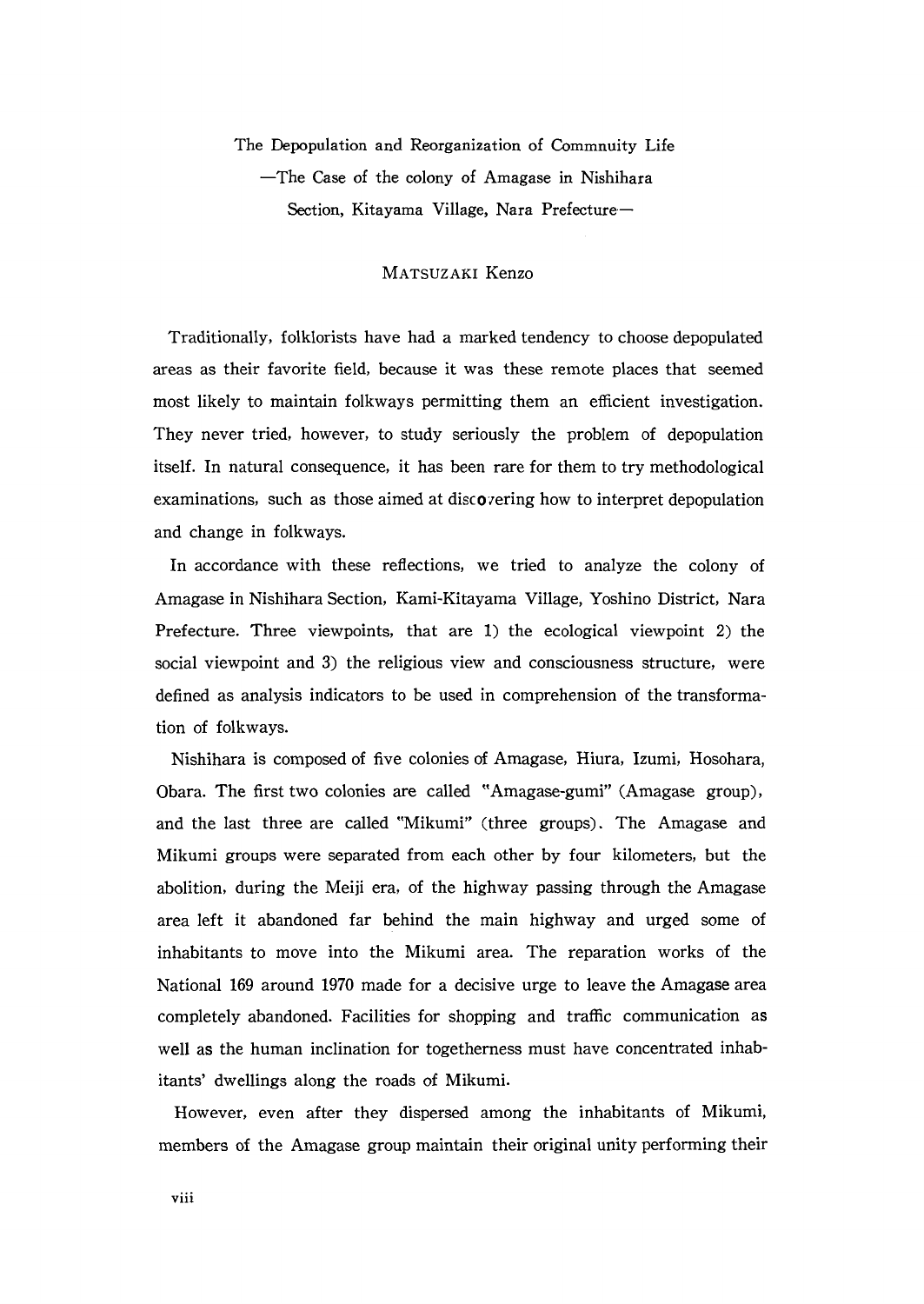# The Depopulation and Reorganization of Commnuity Life —The Case of the colony of Amagase in Nishihara Section, Kitayama Village, Nara Prefecture—

MATSUZAKI Kenzo

Traditionally, folklorists have had a marked tendency to choose depopulated areas as their favorite field, because it was these remote places that seemed most likely to maintain folkways permitting them an efficient investigation. They never tried, however, to study seriously the problem of depopulation itself. In natural consequence, it has been rare for them to try methodological examinations, such as those aimed at discovering how to interpret depopulation and change in folkways.

In accordance with these reflections, we tried to analyze the colony of Amagase in Nishihara Section, Kami-Kitayama Village, Yoshino District, Nara Prefecture. Three viewpoints, that are 1) the ecological viewpoint 2) the social viewpoint and 3) the religious view and consciousness structure, were defined as analysis indicators to be used in comprehension of the transformation of folkways.

Nishihara is composed of five colonies of Amagase, Hiura, Izumi, Hosohara, Obara. The first two colonies are called "Amagase-gumi" (Amagase group), and the last three are called "Mikumi" (three groups). The Amagase and Mikumi groups were separated from each other by four kilometers, but the abolition, during the Meiji era, of the highway passing through the Amagase area left it abandoned far behind the main highway and urged some of inhabitants to move into the Mikumi area. The reparation works of the National 169 around 1970 made for a decisive urge to leave the Amagase area completely abandoned. Facilities for shopping and traffic communication as well as the human inclination for togetherness must have concentrated inhabitants' dwellings along the roads of Mikumi.

However, even after they dispersed among the inhabitants of Mikumi, members of the Amagase group maintain their original unity performing their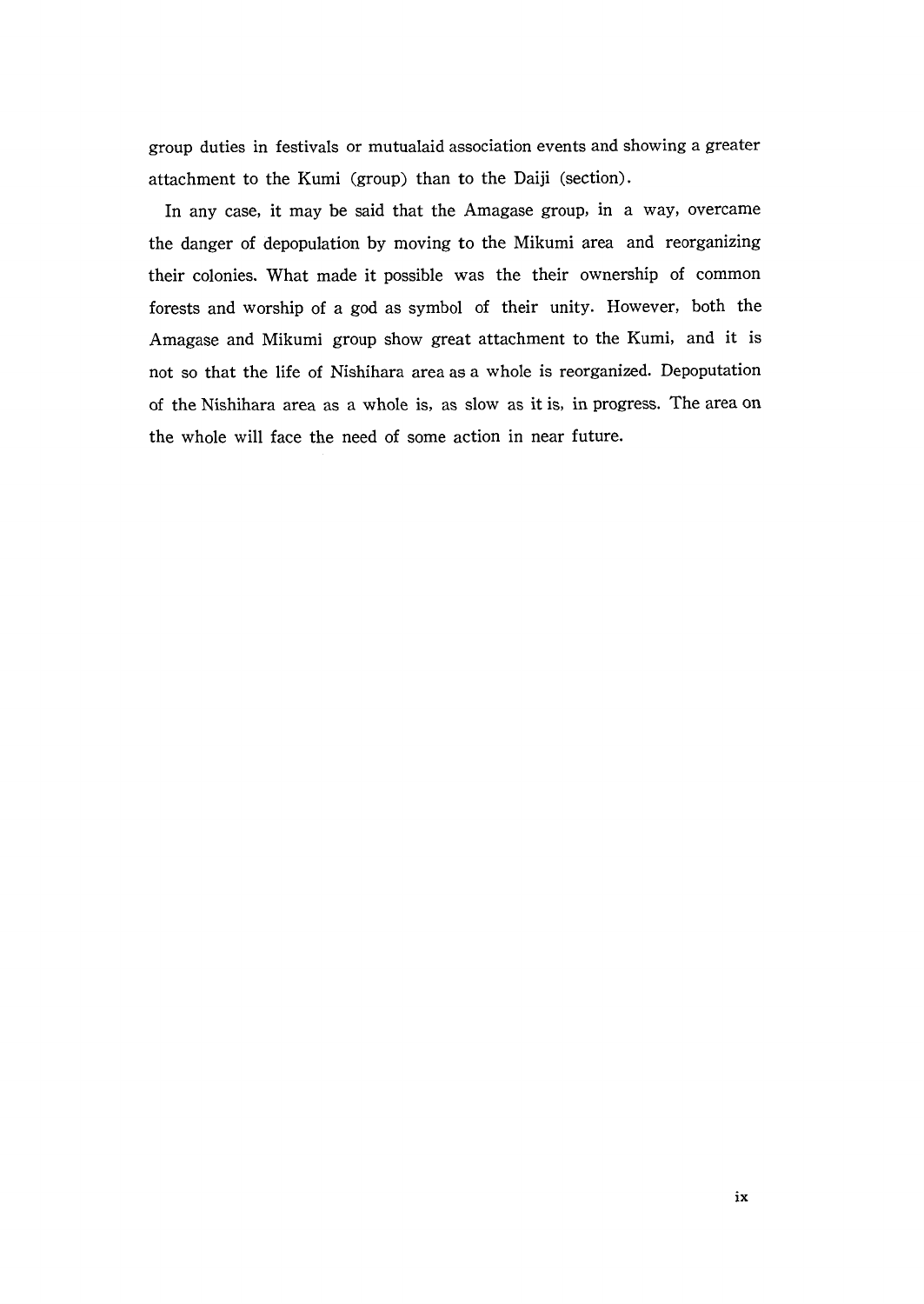group duties in festivals or mutualaid association events and showing a greater attachment to the Kumi (group) than to the Daiji (section).

In any case, it may be said that the Amagase group, in a way, overcame the danger of depopulation by moving to the Mikumi area and reorganizing their colonies. What made it possible was the their ownership of common forests and worship of a god as symbol of their unity. However, both the Amagase and Mikumi group show great attachment to the Kumi, and it is not so that the life of Nishihara area as a whole is reorganized. Depoputation of the Nishihara area as a whole is, as slow as it is, in progress. The area on the whole will face the need of some action in near future.